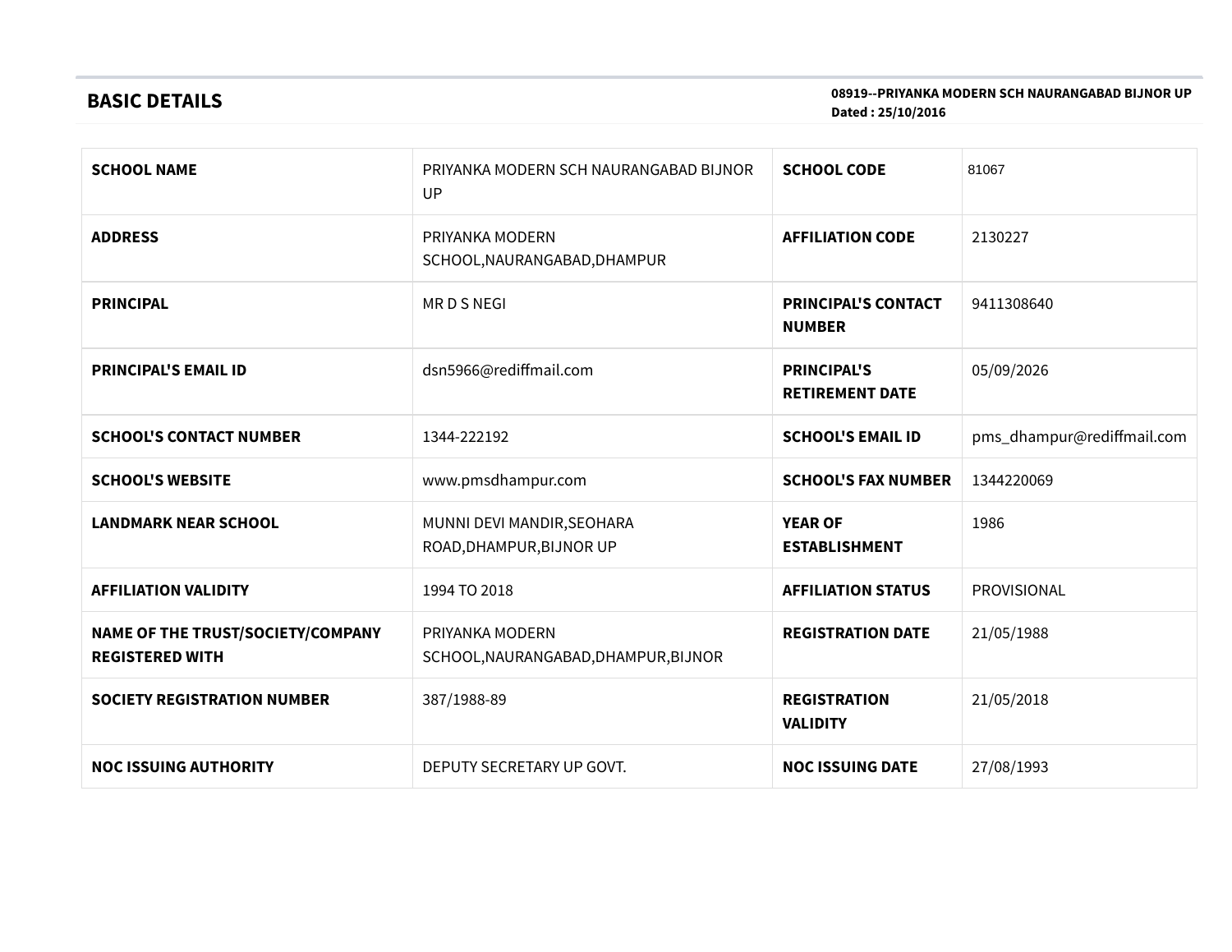## BASIC DETAILS

**08919--PRIYANKA MODERN SCH NAURANGABAD BIJNOR UP**
**Dated : 25/10/2016**

| | | | |
|---|---|---|---|
| **SCHOOL NAME** | PRIYANKA MODERN SCH NAURANGABAD BIJNOR UP | **SCHOOL CODE** | 81067 |
| **ADDRESS** | PRIYANKA MODERN SCHOOL,NAURANGABAD,DHAMPUR | **AFFILIATION CODE** | 2130227 |
| **PRINCIPAL** | MR D S NEGI | **PRINCIPAL'S CONTACT NUMBER** | 9411308640 |
| **PRINCIPAL'S EMAIL ID** | dsn5966@rediffmail.com | **PRINCIPAL'S RETIREMENT DATE** | 05/09/2026 |
| **SCHOOL'S CONTACT NUMBER** | 1344-222192 | **SCHOOL'S EMAIL ID** | pms_dhampur@rediffmail.com |
| **SCHOOL'S WEBSITE** | www.pmsdhampur.com | **SCHOOL'S FAX NUMBER** | 1344220069 |
| **LANDMARK NEAR SCHOOL** | MUNNI DEVI MANDIR,SEOHARA ROAD,DHAMPUR,BIJNOR UP | **YEAR OF ESTABLISHMENT** | 1986 |
| **AFFILIATION VALIDITY** | 1994 TO 2018 | **AFFILIATION STATUS** | PROVISIONAL |
| **NAME OF THE TRUST/SOCIETY/COMPANY REGISTERED WITH** | PRIYANKA MODERN SCHOOL,NAURANGABAD,DHAMPUR,BIJNOR | **REGISTRATION DATE** | 21/05/1988 |
| **SOCIETY REGISTRATION NUMBER** | 387/1988-89 | **REGISTRATION VALIDITY** | 21/05/2018 |
| **NOC ISSUING AUTHORITY** | DEPUTY SECRETARY UP GOVT. | **NOC ISSUING DATE** | 27/08/1993 |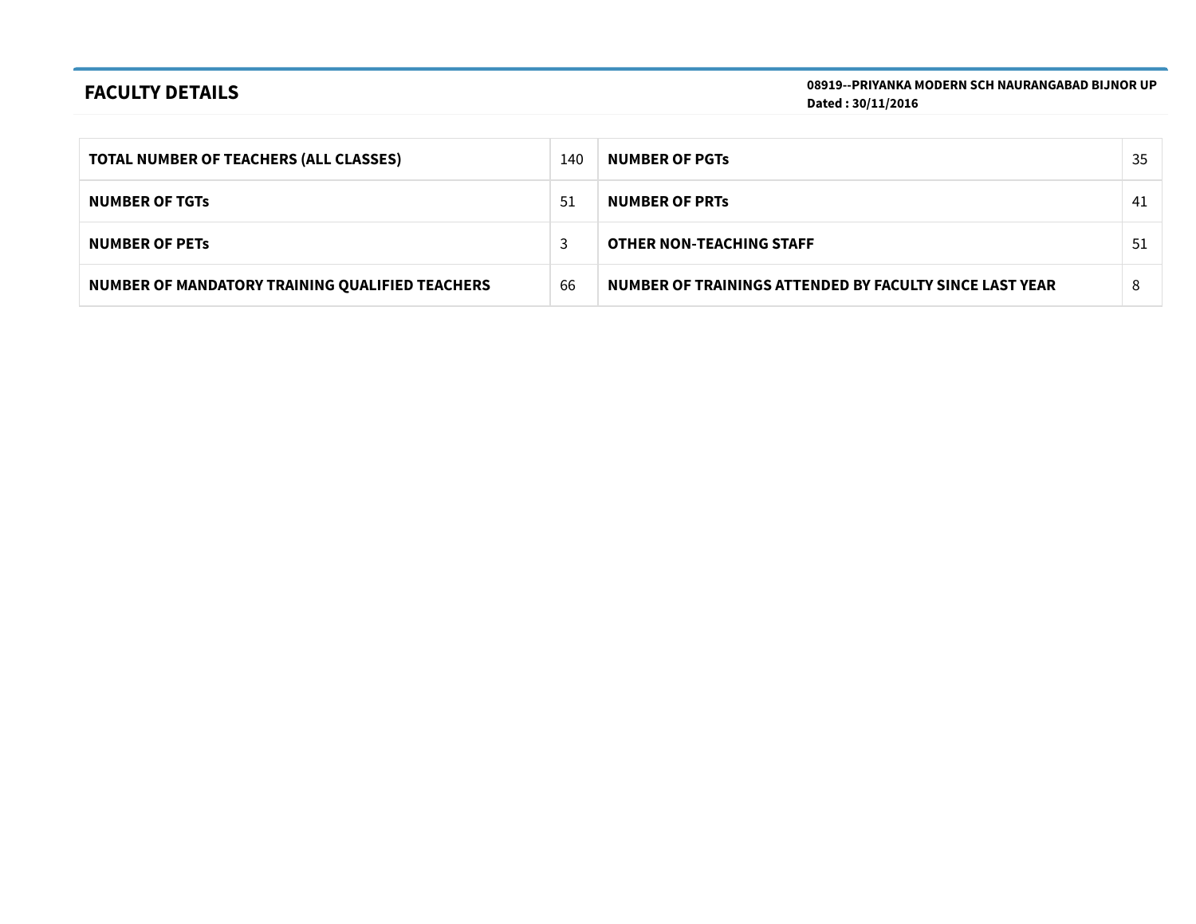## FACULTY DETAILS

**08919--PRIYANKA MODERN SCH NAURANGABAD BIJNOR UP**
**Dated : 30/11/2016**

| | | | |
|---|---|---|---|
| **TOTAL NUMBER OF TEACHERS (ALL CLASSES)** | 140 | **NUMBER OF PGTs** | 35 |
| **NUMBER OF TGTs** | 51 | **NUMBER OF PRTs** | 41 |
| **NUMBER OF PETs** | 3 | **OTHER NON-TEACHING STAFF** | 51 |
| **NUMBER OF MANDATORY TRAINING QUALIFIED TEACHERS** | 66 | **NUMBER OF TRAININGS ATTENDED BY FACULTY SINCE LAST YEAR** | 8 |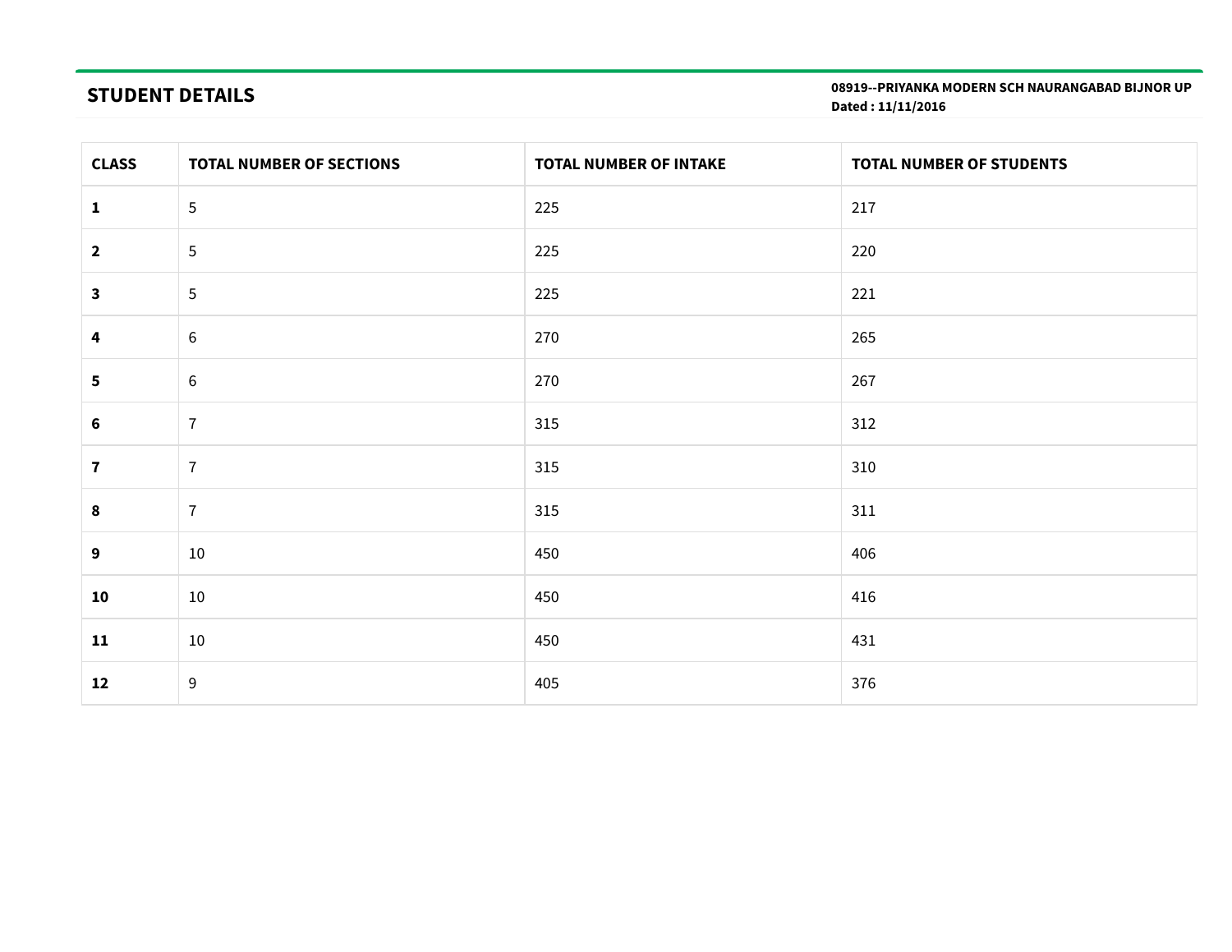## STUDENT DETAILS

**08919--PRIYANKA MODERN SCH NAURANGABAD BIJNOR UP**
**Dated : 11/11/2016**

| CLASS | TOTAL NUMBER OF SECTIONS | TOTAL NUMBER OF INTAKE | TOTAL NUMBER OF STUDENTS |
|---|---|---|---|
| **1** | 5 | 225 | 217 |
| **2** | 5 | 225 | 220 |
| **3** | 5 | 225 | 221 |
| **4** | 6 | 270 | 265 |
| **5** | 6 | 270 | 267 |
| **6** | 7 | 315 | 312 |
| **7** | 7 | 315 | 310 |
| **8** | 7 | 315 | 311 |
| **9** | 10 | 450 | 406 |
| **10** | 10 | 450 | 416 |
| **11** | 10 | 450 | 431 |
| **12** | 9 | 405 | 376 |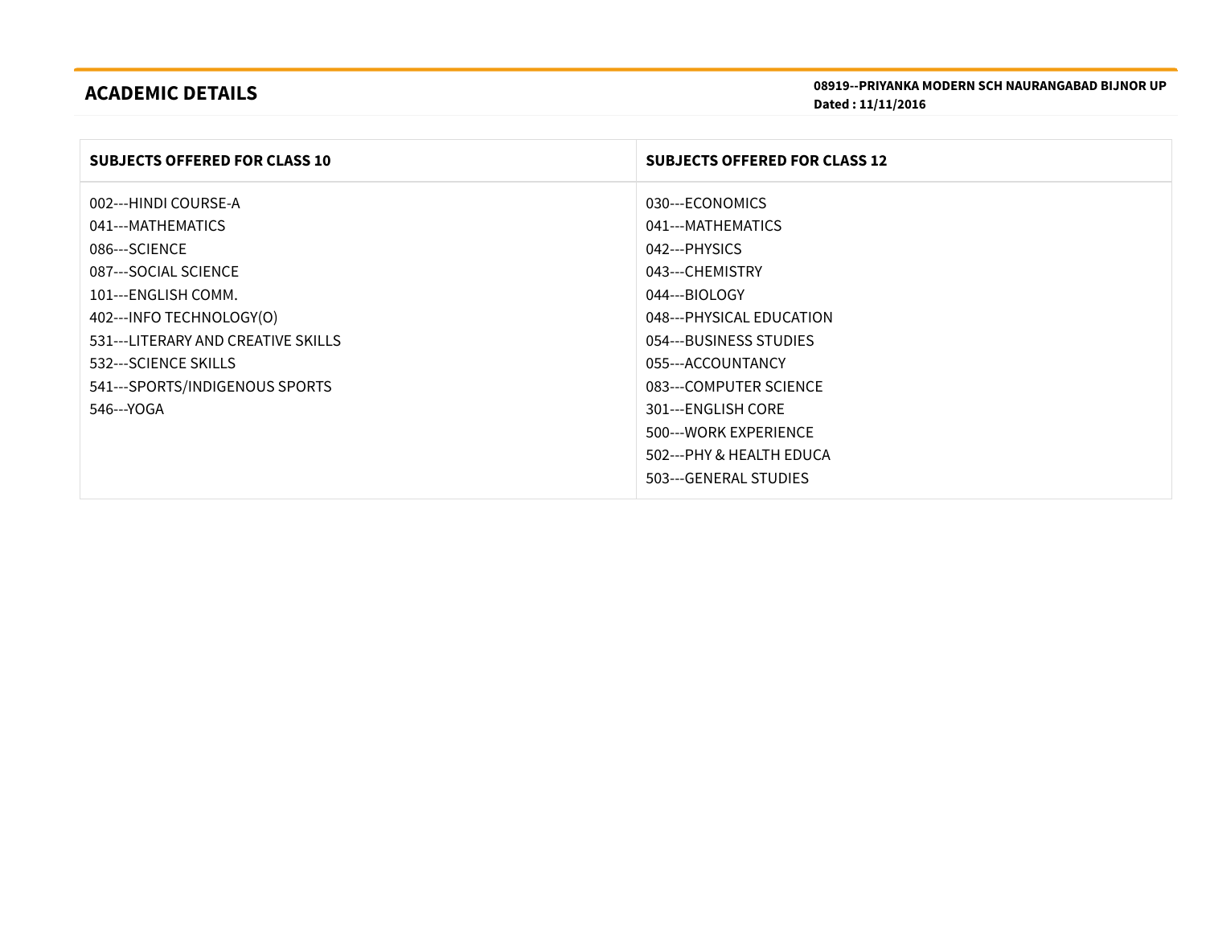## ACADEMIC DETAILS

**08919--PRIYANKA MODERN SCH NAURANGABAD BIJNOR UP**
**Dated : 11/11/2016**

| SUBJECTS OFFERED FOR CLASS 10 | SUBJECTS OFFERED FOR CLASS 12 |
|---|---|
| 002---HINDI COURSE-A<br>041---MATHEMATICS<br>086---SCIENCE<br>087---SOCIAL SCIENCE<br>101---ENGLISH COMM.<br>402---INFO TECHNOLOGY(O)<br>531---LITERARY AND CREATIVE SKILLS<br>532---SCIENCE SKILLS<br>541---SPORTS/INDIGENOUS SPORTS<br>546---YOGA | 030---ECONOMICS<br>041---MATHEMATICS<br>042---PHYSICS<br>043---CHEMISTRY<br>044---BIOLOGY<br>048---PHYSICAL EDUCATION<br>054---BUSINESS STUDIES<br>055---ACCOUNTANCY<br>083---COMPUTER SCIENCE<br>301---ENGLISH CORE<br>500---WORK EXPERIENCE<br>502---PHY & HEALTH EDUCA<br>503---GENERAL STUDIES |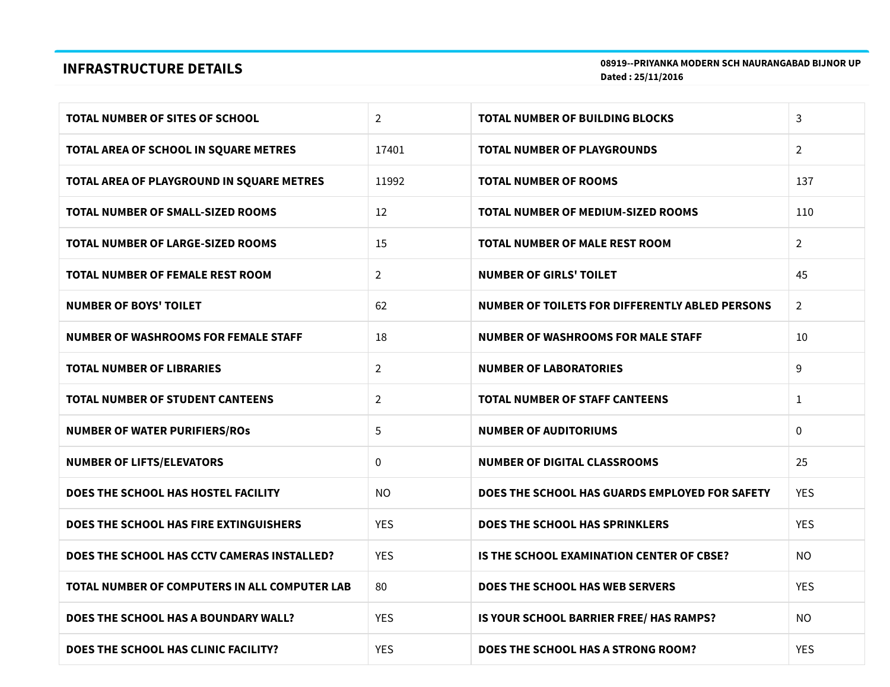## INFRASTRUCTURE DETAILS

**08919--PRIYANKA MODERN SCH NAURANGABAD BIJNOR UP**
**Dated : 25/11/2016**

| | | | |
|---|---|---|---|
| **TOTAL NUMBER OF SITES OF SCHOOL** | 2 | **TOTAL NUMBER OF BUILDING BLOCKS** | 3 |
| **TOTAL AREA OF SCHOOL IN SQUARE METRES** | 17401 | **TOTAL NUMBER OF PLAYGROUNDS** | 2 |
| **TOTAL AREA OF PLAYGROUND IN SQUARE METRES** | 11992 | **TOTAL NUMBER OF ROOMS** | 137 |
| **TOTAL NUMBER OF SMALL-SIZED ROOMS** | 12 | **TOTAL NUMBER OF MEDIUM-SIZED ROOMS** | 110 |
| **TOTAL NUMBER OF LARGE-SIZED ROOMS** | 15 | **TOTAL NUMBER OF MALE REST ROOM** | 2 |
| **TOTAL NUMBER OF FEMALE REST ROOM** | 2 | **NUMBER OF GIRLS' TOILET** | 45 |
| **NUMBER OF BOYS' TOILET** | 62 | **NUMBER OF TOILETS FOR DIFFERENTLY ABLED PERSONS** | 2 |
| **NUMBER OF WASHROOMS FOR FEMALE STAFF** | 18 | **NUMBER OF WASHROOMS FOR MALE STAFF** | 10 |
| **TOTAL NUMBER OF LIBRARIES** | 2 | **NUMBER OF LABORATORIES** | 9 |
| **TOTAL NUMBER OF STUDENT CANTEENS** | 2 | **TOTAL NUMBER OF STAFF CANTEENS** | 1 |
| **NUMBER OF WATER PURIFIERS/ROs** | 5 | **NUMBER OF AUDITORIUMS** | 0 |
| **NUMBER OF LIFTS/ELEVATORS** | 0 | **NUMBER OF DIGITAL CLASSROOMS** | 25 |
| **DOES THE SCHOOL HAS HOSTEL FACILITY** | NO | **DOES THE SCHOOL HAS GUARDS EMPLOYED FOR SAFETY** | YES |
| **DOES THE SCHOOL HAS FIRE EXTINGUISHERS** | YES | **DOES THE SCHOOL HAS SPRINKLERS** | YES |
| **DOES THE SCHOOL HAS CCTV CAMERAS INSTALLED?** | YES | **IS THE SCHOOL EXAMINATION CENTER OF CBSE?** | NO |
| **TOTAL NUMBER OF COMPUTERS IN ALL COMPUTER LAB** | 80 | **DOES THE SCHOOL HAS WEB SERVERS** | YES |
| **DOES THE SCHOOL HAS A BOUNDARY WALL?** | YES | **IS YOUR SCHOOL BARRIER FREE/ HAS RAMPS?** | NO |
| **DOES THE SCHOOL HAS CLINIC FACILITY?** | YES | **DOES THE SCHOOL HAS A STRONG ROOM?** | YES |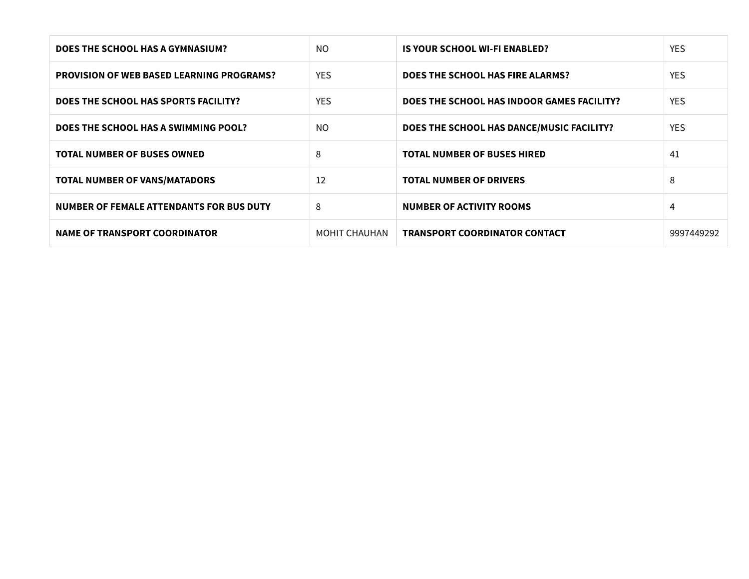| | | | |
|---|---|---|---|
| **DOES THE SCHOOL HAS A GYMNASIUM?** | NO | **IS YOUR SCHOOL WI-FI ENABLED?** | YES |
| **PROVISION OF WEB BASED LEARNING PROGRAMS?** | YES | **DOES THE SCHOOL HAS FIRE ALARMS?** | YES |
| **DOES THE SCHOOL HAS SPORTS FACILITY?** | YES | **DOES THE SCHOOL HAS INDOOR GAMES FACILITY?** | YES |
| **DOES THE SCHOOL HAS A SWIMMING POOL?** | NO | **DOES THE SCHOOL HAS DANCE/MUSIC FACILITY?** | YES |
| **TOTAL NUMBER OF BUSES OWNED** | 8 | **TOTAL NUMBER OF BUSES HIRED** | 41 |
| **TOTAL NUMBER OF VANS/MATADORS** | 12 | **TOTAL NUMBER OF DRIVERS** | 8 |
| **NUMBER OF FEMALE ATTENDANTS FOR BUS DUTY** | 8 | **NUMBER OF ACTIVITY ROOMS** | 4 |
| **NAME OF TRANSPORT COORDINATOR** | MOHIT CHAUHAN | **TRANSPORT COORDINATOR CONTACT** | 9997449292 |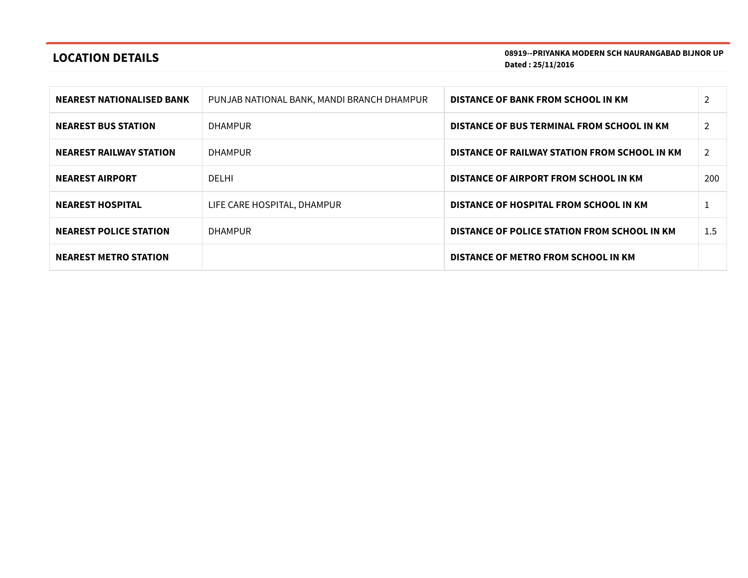## LOCATION DETAILS

**08919--PRIYANKA MODERN SCH NAURANGABAD BIJNOR UP**
**Dated : 25/11/2016**

| | | | |
|---|---|---|---|
| **NEAREST NATIONALISED BANK** | PUNJAB NATIONAL BANK, MANDI BRANCH DHAMPUR | **DISTANCE OF BANK FROM SCHOOL IN KM** | 2 |
| **NEAREST BUS STATION** | DHAMPUR | **DISTANCE OF BUS TERMINAL FROM SCHOOL IN KM** | 2 |
| **NEAREST RAILWAY STATION** | DHAMPUR | **DISTANCE OF RAILWAY STATION FROM SCHOOL IN KM** | 2 |
| **NEAREST AIRPORT** | DELHI | **DISTANCE OF AIRPORT FROM SCHOOL IN KM** | 200 |
| **NEAREST HOSPITAL** | LIFE CARE HOSPITAL, DHAMPUR | **DISTANCE OF HOSPITAL FROM SCHOOL IN KM** | 1 |
| **NEAREST POLICE STATION** | DHAMPUR | **DISTANCE OF POLICE STATION FROM SCHOOL IN KM** | 1.5 |
| **NEAREST METRO STATION** | | **DISTANCE OF METRO FROM SCHOOL IN KM** | |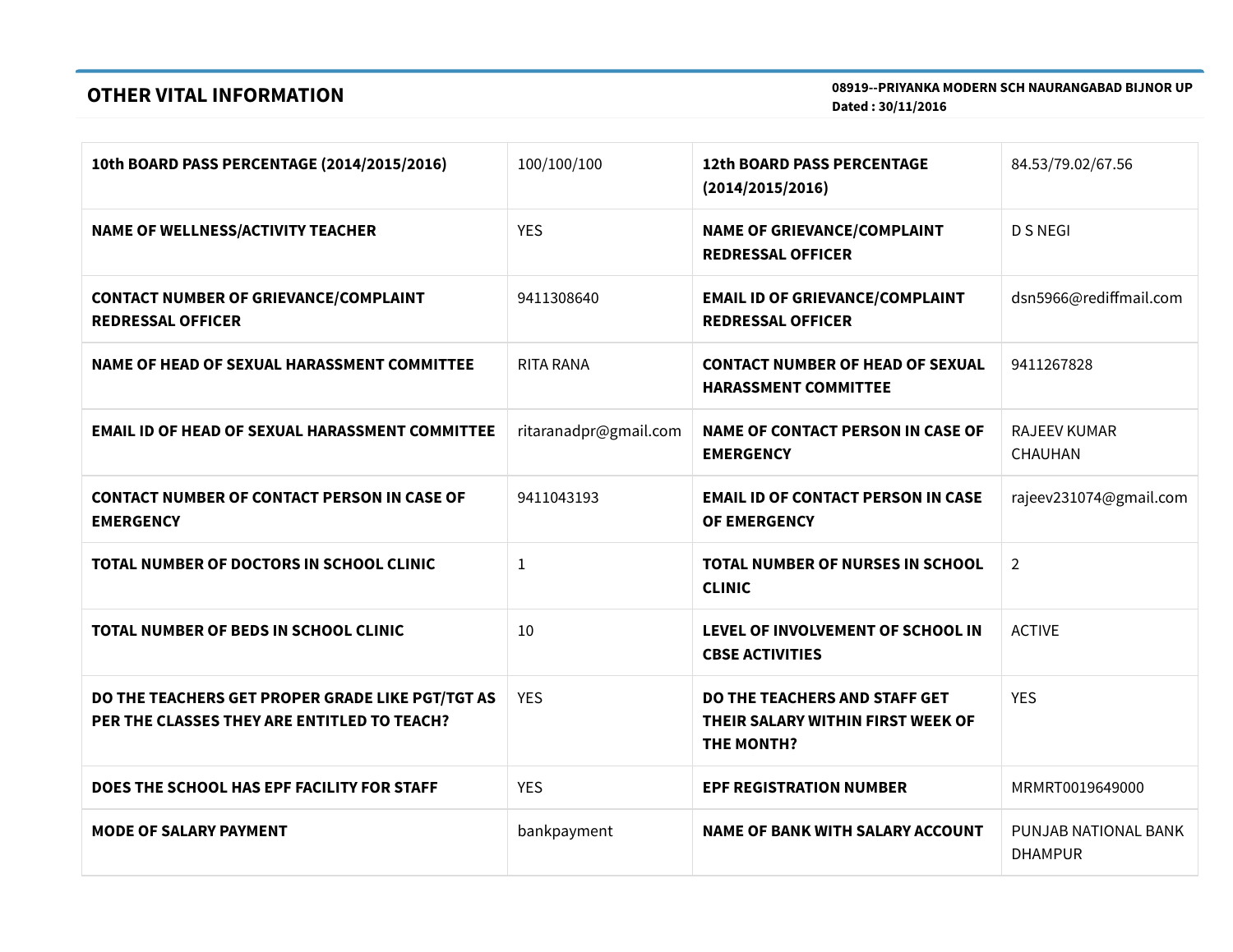## OTHER VITAL INFORMATION

**08919--PRIYANKA MODERN SCH NAURANGABAD BIJNOR UP**
**Dated : 30/11/2016**

| | | | |
|---|---|---|---|
| **10th BOARD PASS PERCENTAGE (2014/2015/2016)** | 100/100/100 | **12th BOARD PASS PERCENTAGE (2014/2015/2016)** | 84.53/79.02/67.56 |
| **NAME OF WELLNESS/ACTIVITY TEACHER** | YES | **NAME OF GRIEVANCE/COMPLAINT REDRESSAL OFFICER** | D S NEGI |
| **CONTACT NUMBER OF GRIEVANCE/COMPLAINT REDRESSAL OFFICER** | 9411308640 | **EMAIL ID OF GRIEVANCE/COMPLAINT REDRESSAL OFFICER** | dsn5966@rediffmail.com |
| **NAME OF HEAD OF SEXUAL HARASSMENT COMMITTEE** | RITA RANA | **CONTACT NUMBER OF HEAD OF SEXUAL HARASSMENT COMMITTEE** | 9411267828 |
| **EMAIL ID OF HEAD OF SEXUAL HARASSMENT COMMITTEE** | ritaranadpr@gmail.com | **NAME OF CONTACT PERSON IN CASE OF EMERGENCY** | RAJEEV KUMAR CHAUHAN |
| **CONTACT NUMBER OF CONTACT PERSON IN CASE OF EMERGENCY** | 9411043193 | **EMAIL ID OF CONTACT PERSON IN CASE OF EMERGENCY** | rajeev231074@gmail.com |
| **TOTAL NUMBER OF DOCTORS IN SCHOOL CLINIC** | 1 | **TOTAL NUMBER OF NURSES IN SCHOOL CLINIC** | 2 |
| **TOTAL NUMBER OF BEDS IN SCHOOL CLINIC** | 10 | **LEVEL OF INVOLVEMENT OF SCHOOL IN CBSE ACTIVITIES** | ACTIVE |
| **DO THE TEACHERS GET PROPER GRADE LIKE PGT/TGT AS PER THE CLASSES THEY ARE ENTITLED TO TEACH?** | YES | **DO THE TEACHERS AND STAFF GET THEIR SALARY WITHIN FIRST WEEK OF THE MONTH?** | YES |
| **DOES THE SCHOOL HAS EPF FACILITY FOR STAFF** | YES | **EPF REGISTRATION NUMBER** | MRMRT0019649000 |
| **MODE OF SALARY PAYMENT** | bankpayment | **NAME OF BANK WITH SALARY ACCOUNT** | PUNJAB NATIONAL BANK DHAMPUR |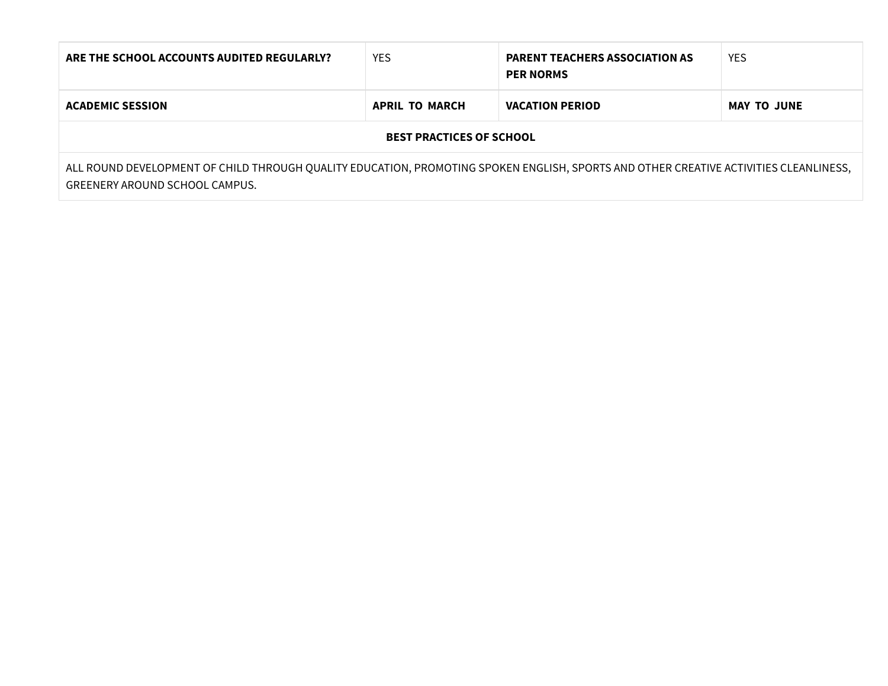| **ARE THE SCHOOL ACCOUNTS AUDITED REGULARLY?** | YES | **PARENT TEACHERS ASSOCIATION AS PER NORMS** | YES |
|---|---|---|---|
| **ACADEMIC SESSION** | **APRIL TO MARCH** | **VACATION PERIOD** | **MAY TO JUNE** |
| **BEST PRACTICES OF SCHOOL** | | | |
| ALL ROUND DEVELOPMENT OF CHILD THROUGH QUALITY EDUCATION, PROMOTING SPOKEN ENGLISH, SPORTS AND OTHER CREATIVE ACTIVITIES CLEANLINESS, GREENERY AROUND SCHOOL CAMPUS. | | | |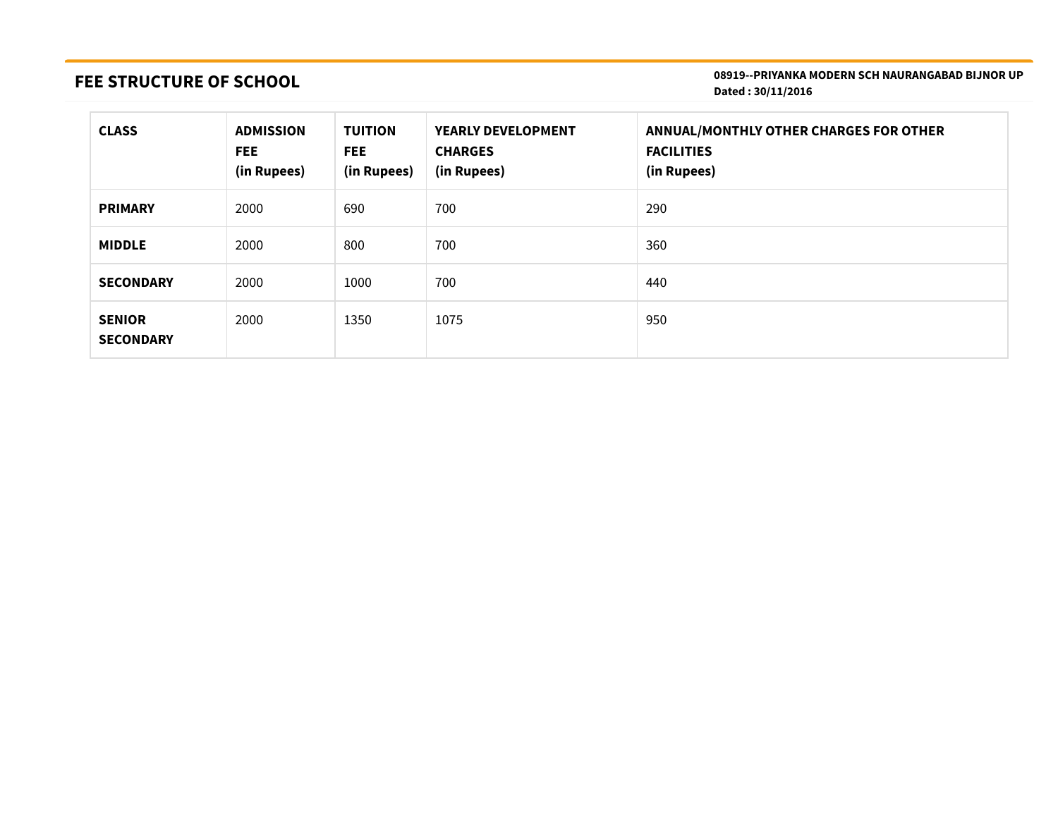## FEE STRUCTURE OF SCHOOL

**08919--PRIYANKA MODERN SCH NAURANGABAD BIJNOR UP**
**Dated : 30/11/2016**

| CLASS | ADMISSION FEE (in Rupees) | TUITION FEE (in Rupees) | YEARLY DEVELOPMENT CHARGES (in Rupees) | ANNUAL/MONTHLY OTHER CHARGES FOR OTHER FACILITIES (in Rupees) |
|---|---|---|---|---|
| **PRIMARY** | 2000 | 690 | 700 | 290 |
| **MIDDLE** | 2000 | 800 | 700 | 360 |
| **SECONDARY** | 2000 | 1000 | 700 | 440 |
| **SENIOR SECONDARY** | 2000 | 1350 | 1075 | 950 |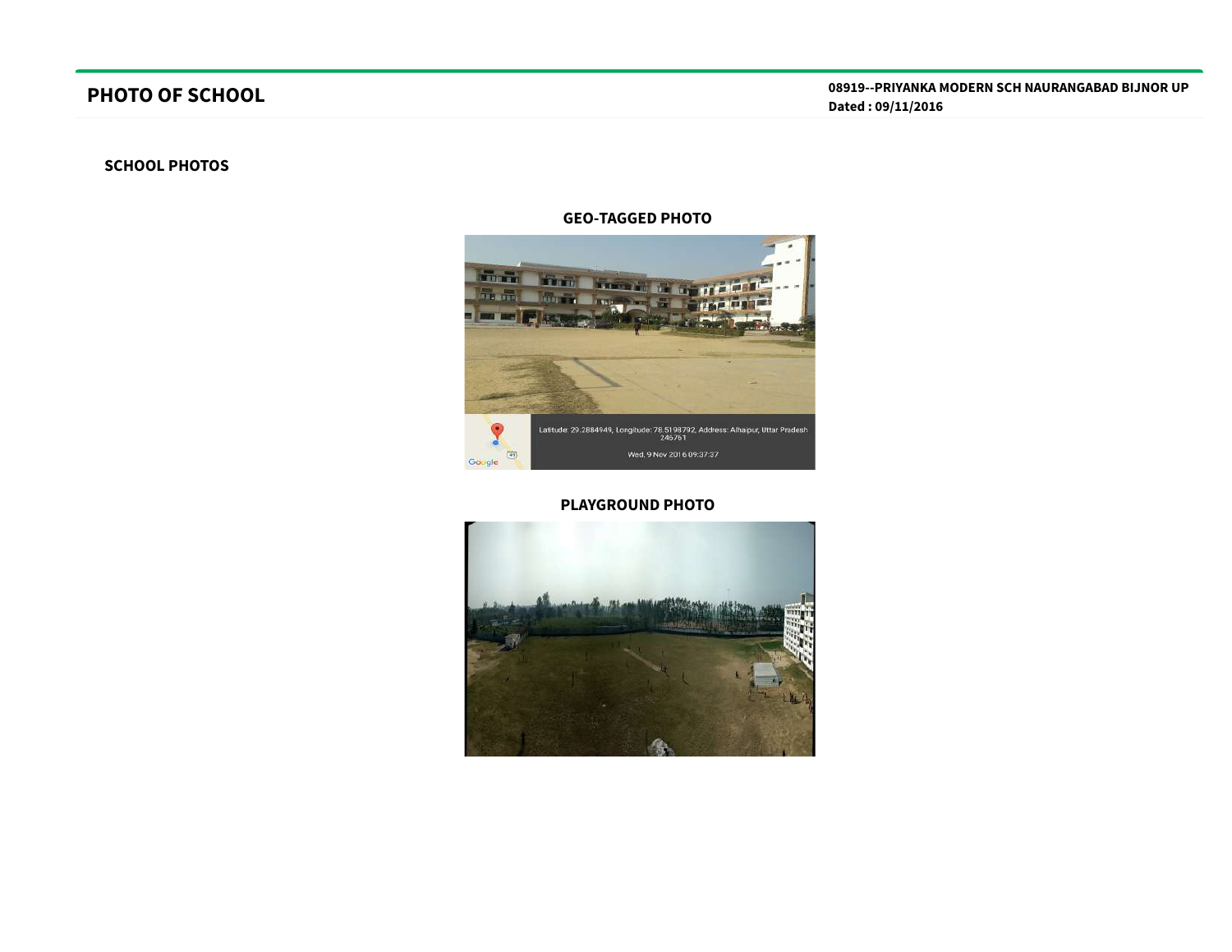# PHOTO OF SCHOOL

**08919--PRIYANKA MODERN SCH NAURANGABAD BIJNOR UP**
**Dated : 09/11/2016**

## SCHOOL PHOTOS

### GEO-TAGGED PHOTO

### PLAYGROUND PHOTO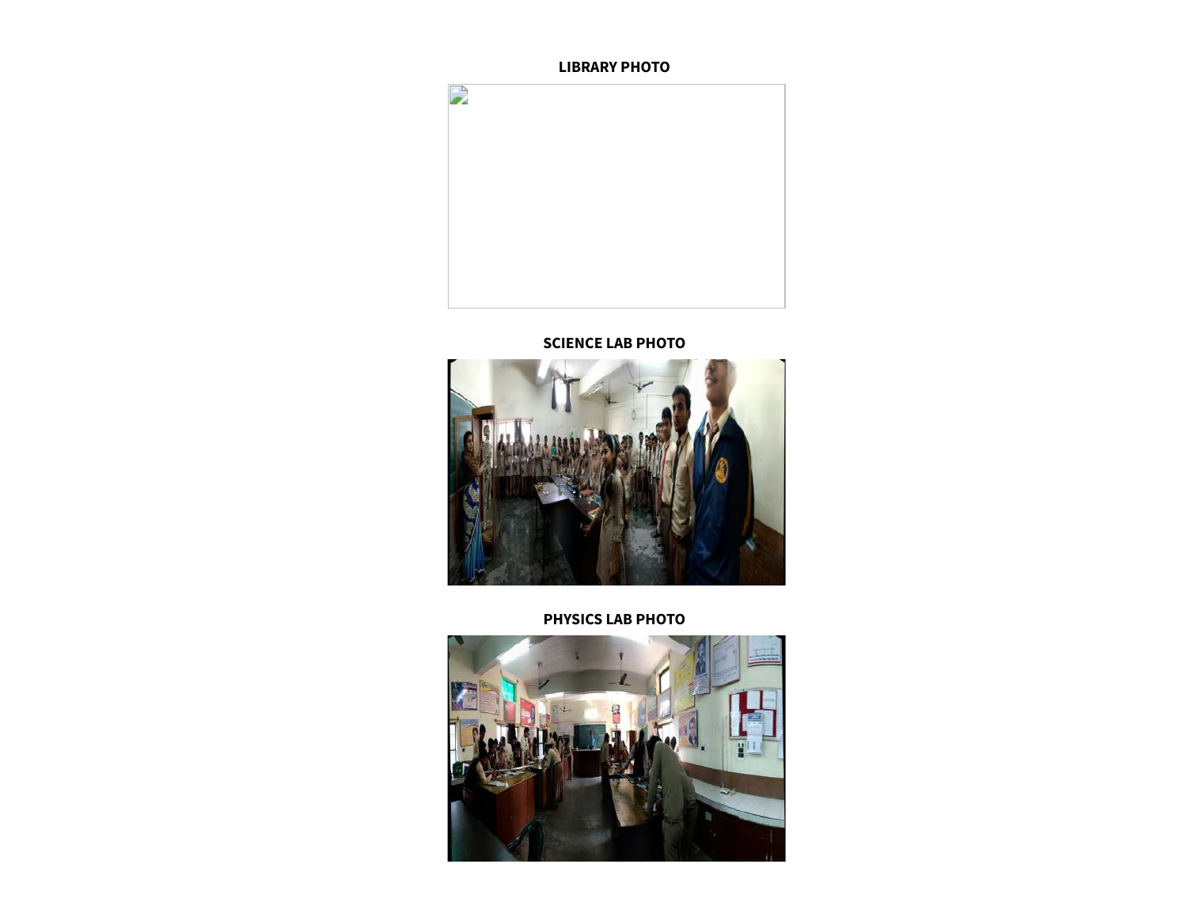**LIBRARY PHOTO**

**SCIENCE LAB PHOTO**

**PHYSICS LAB PHOTO**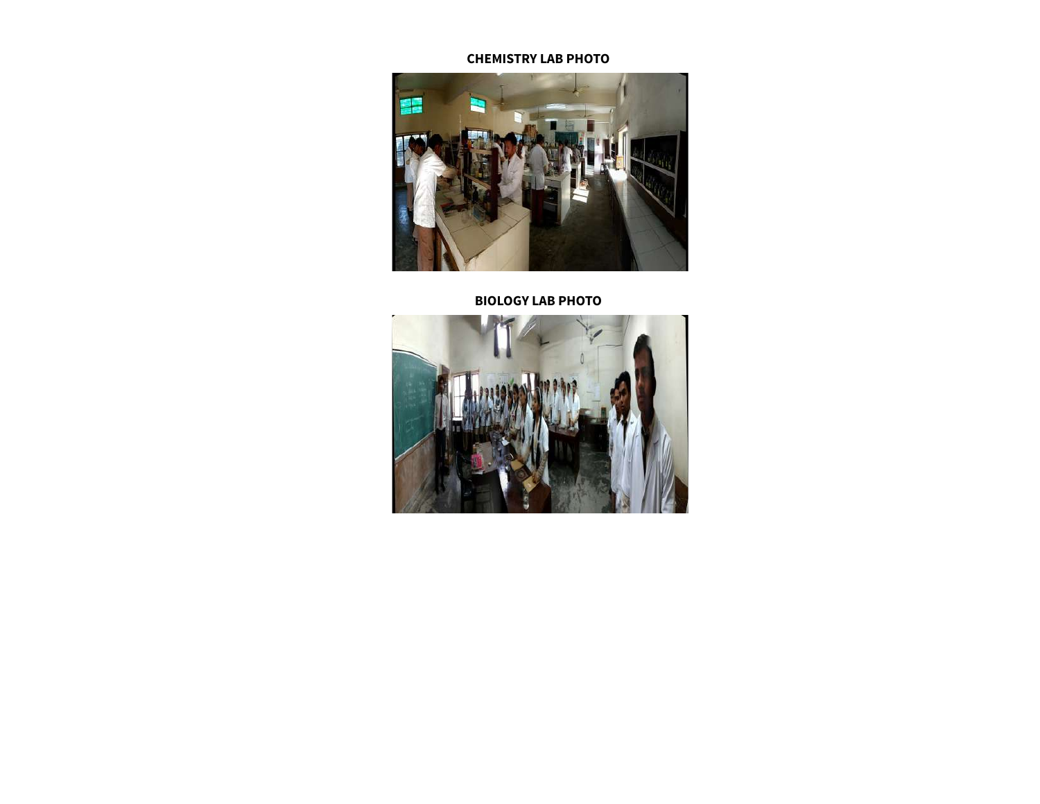**CHEMISTRY LAB PHOTO**

**BIOLOGY LAB PHOTO**